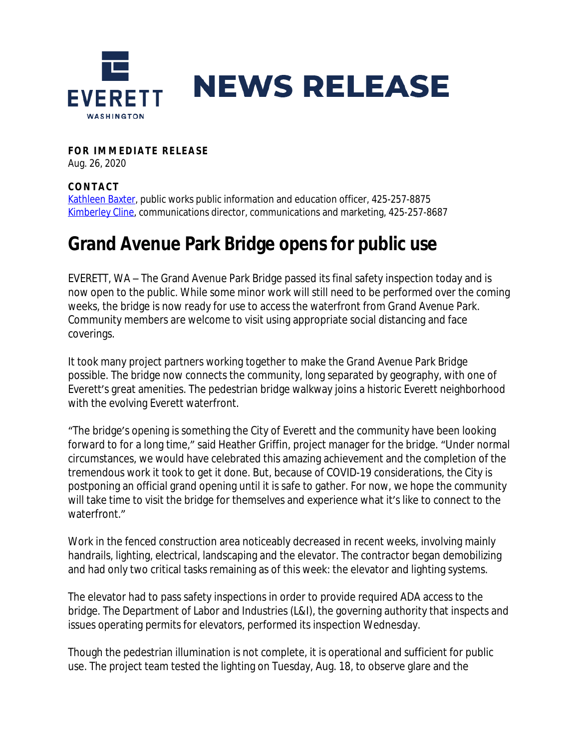# NEWS RELEASE

**FOR IMMEDIATE RELEASE**
Aug. 26, 2020

**CONTACT**
Kathleen Baxter, public works public information and education officer, 425-257-8875
Kimberley Cline, communications director, communications and marketing, 425-257-8687

# Grand Avenue Park Bridge opens for public use

EVERETT, WA – The Grand Avenue Park Bridge passed its final safety inspection today and is now open to the public. While some minor work will still need to be performed over the coming weeks, the bridge is now ready for use to access the waterfront from Grand Avenue Park. Community members are welcome to visit using appropriate social distancing and face coverings.

It took many project partners working together to make the Grand Avenue Park Bridge possible. The bridge now connects the community, long separated by geography, with one of Everett's great amenities. The pedestrian bridge walkway joins a historic Everett neighborhood with the evolving Everett waterfront.

"The bridge's opening is something the City of Everett and the community have been looking forward to for a long time," said Heather Griffin, project manager for the bridge. "Under normal circumstances, we would have celebrated this amazing achievement and the completion of the tremendous work it took to get it done. But, because of COVID-19 considerations, the City is postponing an official grand opening until it is safe to gather. For now, we hope the community will take time to visit the bridge for themselves and experience what it's like to connect to the waterfront."

Work in the fenced construction area noticeably decreased in recent weeks, involving mainly handrails, lighting, electrical, landscaping and the elevator. The contractor began demobilizing and had only two critical tasks remaining as of this week: the elevator and lighting systems.

The elevator had to pass safety inspections in order to provide required ADA access to the bridge. The Department of Labor and Industries (L&I), the governing authority that inspects and issues operating permits for elevators, performed its inspection Wednesday.

Though the pedestrian illumination is not complete, it is operational and sufficient for public use. The project team tested the lighting on Tuesday, Aug. 18, to observe glare and the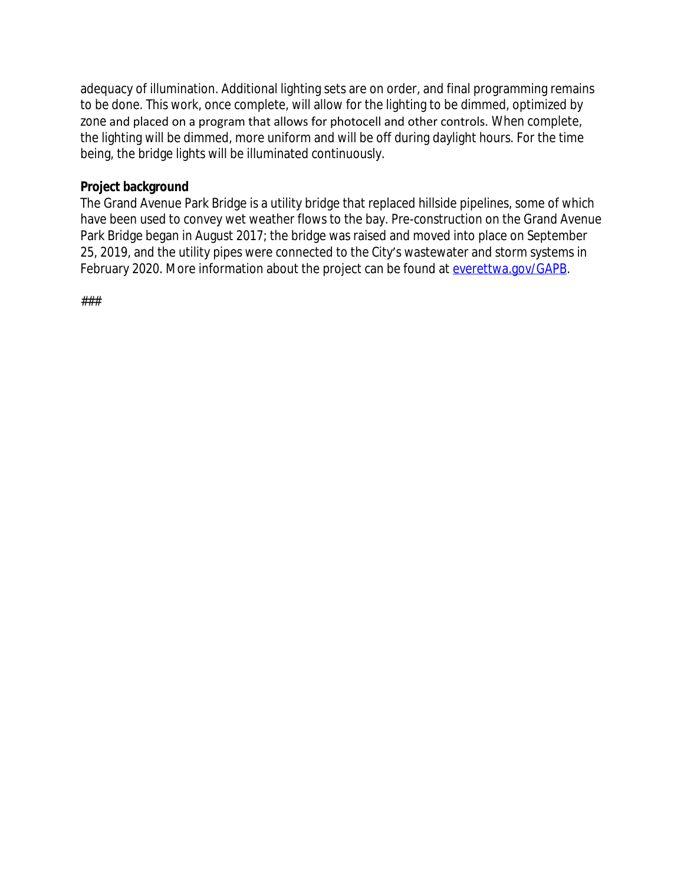adequacy of illumination. Additional lighting sets are on order, and final programming remains to be done. This work, once complete, will allow for the lighting to be dimmed, optimized by zone and placed on a program that allows for photocell and other controls. When complete, the lighting will be dimmed, more uniform and will be off during daylight hours. For the time being, the bridge lights will be illuminated continuously.

**Project background**

The Grand Avenue Park Bridge is a utility bridge that replaced hillside pipelines, some of which have been used to convey wet weather flows to the bay. Pre-construction on the Grand Avenue Park Bridge began in August 2017; the bridge was raised and moved into place on September 25, 2019, and the utility pipes were connected to the City's wastewater and storm systems in February 2020. More information about the project can be found at [everettwa.gov/GAPB](everettwa.gov/GAPB).

###